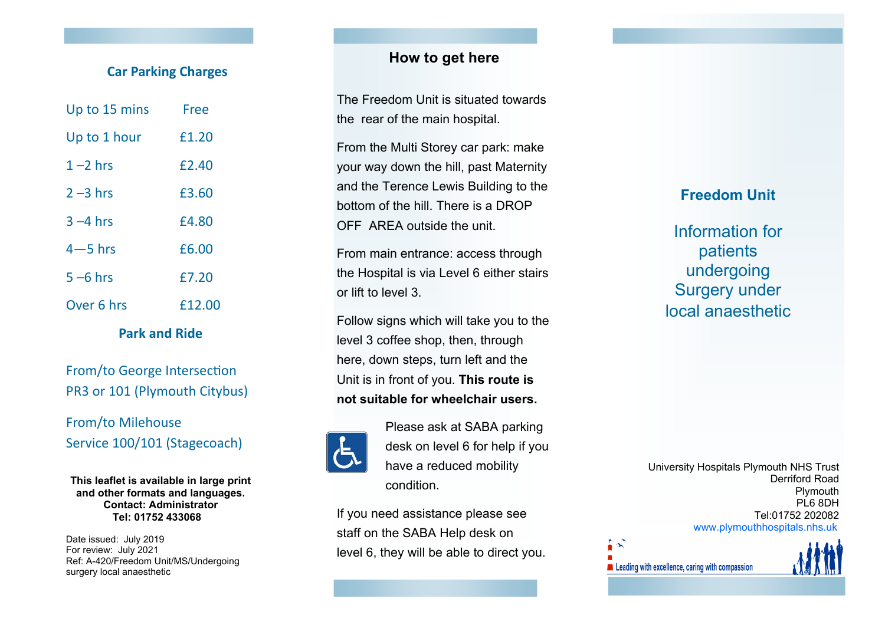## Car Parking Charges

| Duration | Charge |
|---|---|
| Up to 15 mins | Free |
| Up to 1 hour | £1.20 |
| 1 –2 hrs | £2.40 |
| 2 –3 hrs | £3.60 |
| 3 –4 hrs | £4.80 |
| 4—5 hrs | £6.00 |
| 5 –6 hrs | £7.20 |
| Over 6 hrs | £12.00 |

## Park and Ride

From/to George Intersection
PR3 or 101 (Plymouth Citybus)

From/to Milehouse
Service 100/101 (Stagecoach)

**This leaflet is available in large print and other formats and languages.**
**Contact: Administrator**
**Tel: 01752 433068**

Date issued: July 2019
For review: July 2021
Ref: A-420/Freedom Unit/MS/Undergoing surgery local anaesthetic

## How to get here

The Freedom Unit is situated towards the rear of the main hospital.

From the Multi Storey car park: make your way down the hill, past Maternity and the Terence Lewis Building to the bottom of the hill. There is a DROP OFF AREA outside the unit.

From main entrance: access through the Hospital is via Level 6 either stairs or lift to level 3.

Follow signs which will take you to the level 3 coffee shop, then, through here, down steps, turn left and the Unit is in front of you. **This route is not suitable for wheelchair users.**

Please ask at SABA parking desk on level 6 for help if you have a reduced mobility condition.

If you need assistance please see staff on the SABA Help desk on level 6, they will be able to direct you.

# Freedom Unit

## Information for patients undergoing Surgery under local anaesthetic

University Hospitals Plymouth NHS Trust
Derriford Road
Plymouth
PL6 8DH
Tel:01752 202082
www.plymouthhospitals.nhs.uk

Leading with excellence, caring with compassion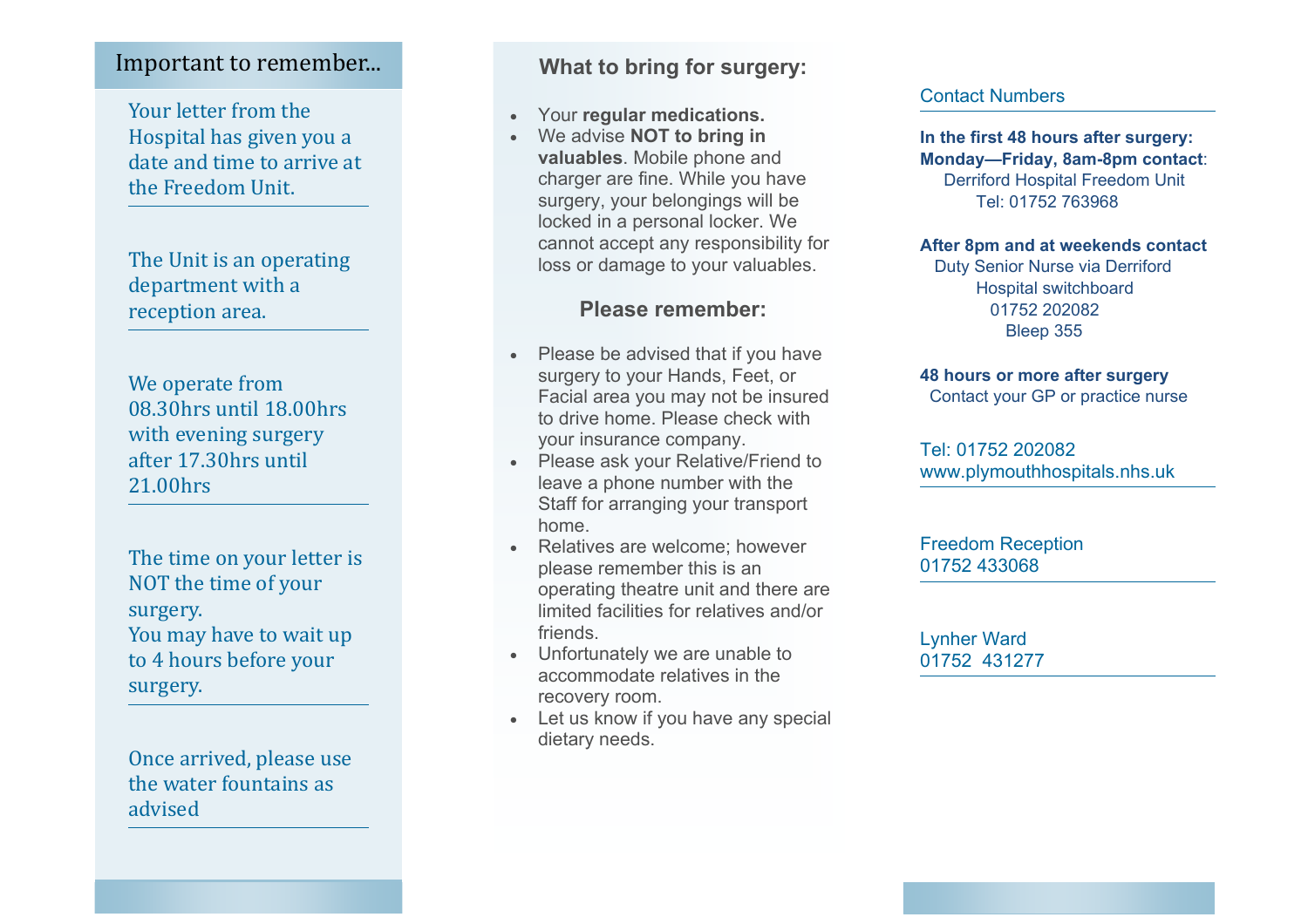## Important to remember...

Your letter from the Hospital has given you a date and time to arrive at the Freedom Unit.

The Unit is an operating department with a reception area.

We operate from 08.30hrs until 18.00hrs with evening surgery after 17.30hrs until 21.00hrs

The time on your letter is NOT the time of your surgery.
You may have to wait up to 4 hours before your surgery.

Once arrived, please use the water fountains as advised

## What to bring for surgery:

- Your **regular medications.**
- We advise **NOT to bring in valuables**. Mobile phone and charger are fine. While you have surgery, your belongings will be locked in a personal locker. We cannot accept any responsibility for loss or damage to your valuables.

## Please remember:

- Please be advised that if you have surgery to your Hands, Feet, or Facial area you may not be insured to drive home. Please check with your insurance company.
- Please ask your Relative/Friend to leave a phone number with the Staff for arranging your transport home.
- Relatives are welcome; however please remember this is an operating theatre unit and there are limited facilities for relatives and/or friends.
- Unfortunately we are unable to accommodate relatives in the recovery room.
- Let us know if you have any special dietary needs.

## Contact Numbers

**In the first 48 hours after surgery:**
**Monday—Friday, 8am-8pm contact**:
Derriford Hospital Freedom Unit
Tel: 01752 763968

**After 8pm and at weekends contact**
Duty Senior Nurse via Derriford Hospital switchboard
01752 202082
Bleep 355

**48 hours or more after surgery**
Contact your GP or practice nurse

Tel: 01752 202082
www.plymouthhospitals.nhs.uk

Freedom Reception
01752 433068

Lynher Ward
01752 431277